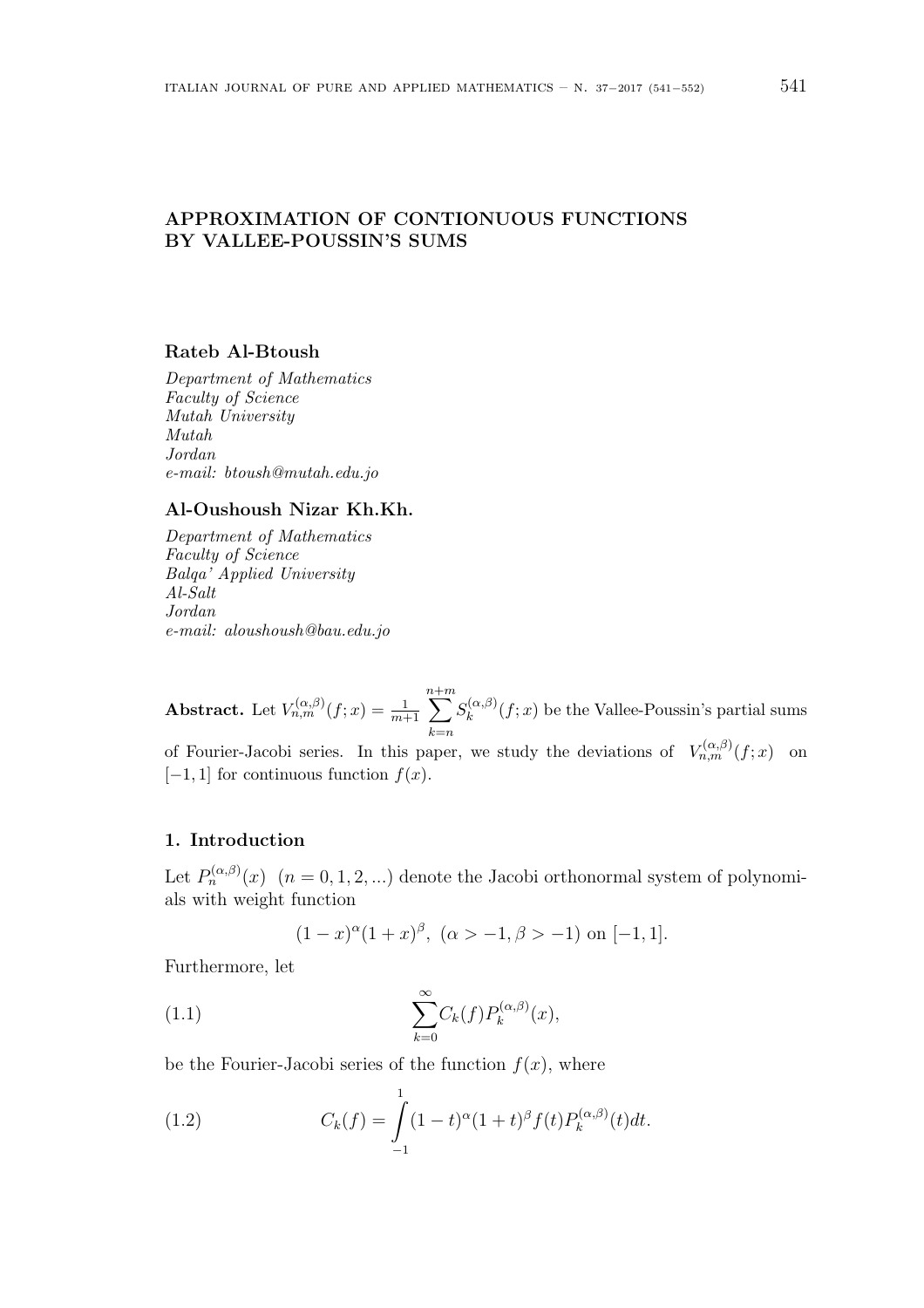# APPROXIMATION OF CONTIONUOUS FUNCTIONS BY VALLEE-POUSSIN'S SUMS

**Rateb Al-Btoush**

*Department of Mathematics*
*Faculty of Science*
*Mutah University*
*Mutah*
*Jordan*
*e-mail: btoush@mutah.edu.jo*

**Al-Oushoush Nizar Kh.Kh.**

*Department of Mathematics*
*Faculty of Science*
*Balqa' Applied University*
*Al-Salt*
*Jordan*
*e-mail: aloushoush@bau.edu.jo*

**Abstract.** Let $V_{n,m}^{(\alpha,\beta)}(f;x) = \frac{1}{m+1} \sum\limits_{k=n}^{n+m} S_k^{(\alpha,\beta)}(f;x)$ be the Vallee-Poussin's partial sums of Fourier-Jacobi series. In this paper, we study the deviations of $V_{n,m}^{(\alpha,\beta)}(f;x)$ on $[-1,1]$ for continuous function $f(x)$.

## 1. Introduction

Let $P_n^{(\alpha,\beta)}(x)$ $(n = 0, 1, 2, ...)$ denote the Jacobi orthonormal system of polynomials with weight function

$$(1-x)^{\alpha}(1+x)^{\beta}, \ (\alpha > -1, \beta > -1) \text{ on } [-1,1].$$

Furthermore, let

$$\sum_{k=0}^{\infty} C_k(f) P_k^{(\alpha,\beta)}(x), \tag{1.1}$$

be the Fourier-Jacobi series of the function $f(x)$, where

$$C_k(f) = \int_{-1}^{1} (1-t)^{\alpha}(1+t)^{\beta} f(t) P_k^{(\alpha,\beta)}(t) dt. \tag{1.2}$$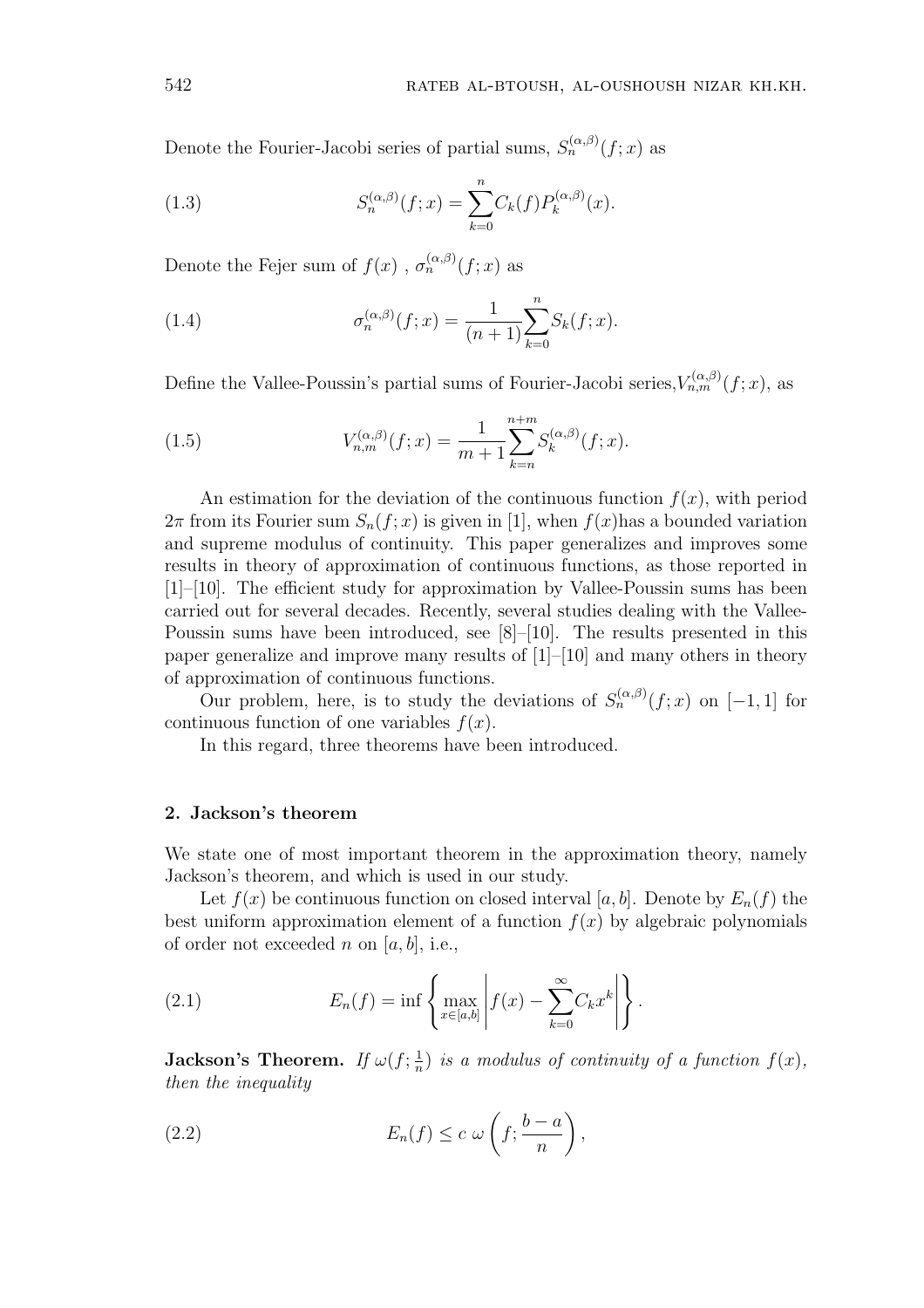Denote the Fourier-Jacobi series of partial sums, $S_n^{(\alpha,\beta)}(f;x)$ as

$$S_n^{(\alpha,\beta)}(f;x) = \sum_{k=0}^{n} C_k(f) P_k^{(\alpha,\beta)}(x). \tag{1.3}$$

Denote the Fejer sum of $f(x)$ , $\sigma_n^{(\alpha,\beta)}(f;x)$ as

$$\sigma_n^{(\alpha,\beta)}(f;x) = \frac{1}{(n+1)} \sum_{k=0}^{n} S_k(f;x). \tag{1.4}$$

Define the Vallee-Poussin's partial sums of Fourier-Jacobi series,$V_{n,m}^{(\alpha,\beta)}(f;x)$, as

$$V_{n,m}^{(\alpha,\beta)}(f;x) = \frac{1}{m+1} \sum_{k=n}^{n+m} S_k^{(\alpha,\beta)}(f;x). \tag{1.5}$$

An estimation for the deviation of the continuous function $f(x)$, with period $2\pi$ from its Fourier sum $S_n(f;x)$ is given in [1], when $f(x)$has a bounded variation and supreme modulus of continuity. This paper generalizes and improves some results in theory of approximation of continuous functions, as those reported in [1]–[10]. The efficient study for approximation by Vallee-Poussin sums has been carried out for several decades. Recently, several studies dealing with the Vallee-Poussin sums have been introduced, see [8]–[10]. The results presented in this paper generalize and improve many results of [1]–[10] and many others in theory of approximation of continuous functions.

Our problem, here, is to study the deviations of $S_n^{(\alpha,\beta)}(f;x)$ on $[-1,1]$ for continuous function of one variables $f(x)$.

In this regard, three theorems have been introduced.

## 2. Jackson's theorem

We state one of most important theorem in the approximation theory, namely Jackson's theorem, and which is used in our study.

Let $f(x)$ be continuous function on closed interval $[a,b]$. Denote by $E_n(f)$ the best uniform approximation element of a function $f(x)$ by algebraic polynomials of order not exceeded $n$ on $[a,b]$, i.e.,

$$E_n(f) = \inf \left\{ \max_{x \in [a,b]} \left| f(x) - \sum_{k=0}^{\infty} C_k x^k \right| \right\}. \tag{2.1}$$

**Jackson's Theorem.** *If $\omega(f;\frac{1}{n})$ is a modulus of continuity of a function $f(x)$, then the inequality*

$$E_n(f) \leq c\ \omega\left(f; \frac{b-a}{n}\right), \tag{2.2}$$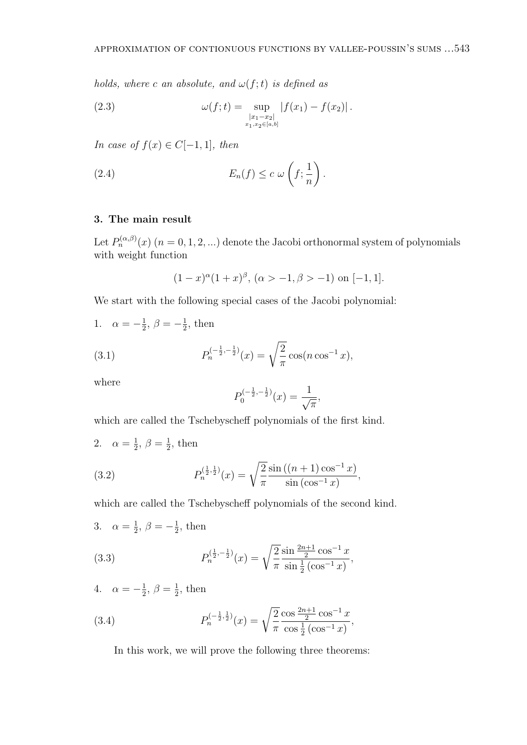*holds, where c an absolute, and $\omega(f;t)$ is defined as*

$$\omega(f;t) = \sup_{\substack{|x_1 - x_2| \\ x_1, x_2 \in [a,b]}} |f(x_1) - f(x_2)| . \tag{2.3}$$

*In case of $f(x) \in C[-1,1]$, then*

$$E_n(f) \leq c\ \omega\left(f; \frac{1}{n}\right). \tag{2.4}$$

## 3. The main result

Let $P_n^{(\alpha,\beta)}(x)$ $(n = 0, 1, 2, ...)$ denote the Jacobi orthonormal system of polynomials with weight function

$$(1-x)^\alpha (1+x)^\beta,\ (\alpha > -1, \beta > -1) \text{ on } [-1,1].$$

We start with the following special cases of the Jacobi polynomial:

1. $\alpha = -\frac{1}{2}$, $\beta = -\frac{1}{2}$, then

$$P_n^{(-\frac{1}{2},-\frac{1}{2})}(x) = \sqrt{\frac{2}{\pi}} \cos(n \cos^{-1} x), \tag{3.1}$$

where

$$P_0^{(-\frac{1}{2},-\frac{1}{2})}(x) = \frac{1}{\sqrt{\pi}},$$

which are called the Tschebyscheff polynomials of the first kind.

2. $\alpha = \frac{1}{2}$, $\beta = \frac{1}{2}$, then

$$P_n^{(\frac{1}{2},\frac{1}{2})}(x) = \sqrt{\frac{2}{\pi}} \frac{\sin\left((n+1)\cos^{-1} x\right)}{\sin\left(\cos^{-1} x\right)}, \tag{3.2}$$

which are called the Tschebyscheff polynomials of the second kind.

3. $\alpha = \frac{1}{2}$, $\beta = -\frac{1}{2}$, then

$$P_n^{(\frac{1}{2},-\frac{1}{2})}(x) = \sqrt{\frac{2}{\pi}} \frac{\sin \frac{2n+1}{2} \cos^{-1} x}{\sin \frac{1}{2}\left(\cos^{-1} x\right)}, \tag{3.3}$$

4. $\alpha = -\frac{1}{2}$, $\beta = \frac{1}{2}$, then

$$P_n^{(-\frac{1}{2},\frac{1}{2})}(x) = \sqrt{\frac{2}{\pi}} \frac{\cos \frac{2n+1}{2} \cos^{-1} x}{\cos \frac{1}{2}\left(\cos^{-1} x\right)}, \tag{3.4}$$

In this work, we will prove the following three theorems: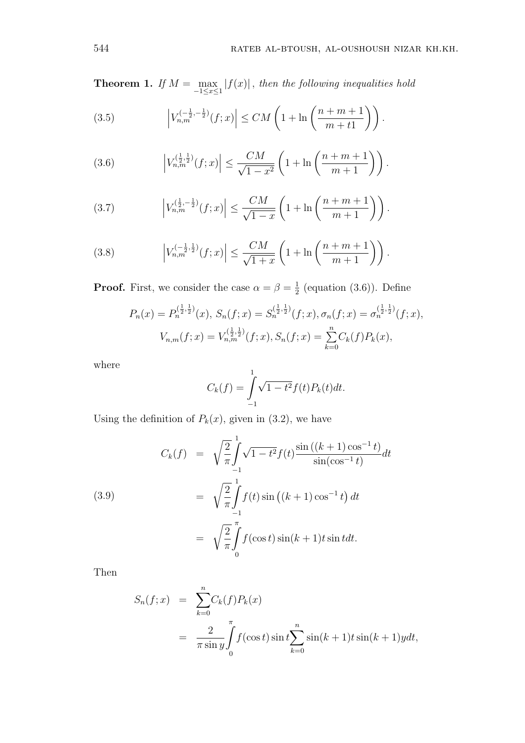**Theorem 1.** *If $M = \max\limits_{-1 \leq x \leq 1} |f(x)|$, then the following inequalities hold*

$$\left|V_{n,m}^{(-\frac{1}{2},-\frac{1}{2})}(f;x)\right| \leq CM\left(1+\ln\left(\frac{n+m+1}{m+t1}\right)\right). \tag{3.5}$$

$$\left|V_{n,m}^{(\frac{1}{2},\frac{1}{2})}(f;x)\right| \leq \frac{CM}{\sqrt{1-x^2}}\left(1+\ln\left(\frac{n+m+1}{m+1}\right)\right). \tag{3.6}$$

$$\left|V_{n,m}^{(\frac{1}{2},-\frac{1}{2})}(f;x)\right| \leq \frac{CM}{\sqrt{1-x}}\left(1+\ln\left(\frac{n+m+1}{m+1}\right)\right). \tag{3.7}$$

$$\left|V_{n,m}^{(-\frac{1}{2},\frac{1}{2})}(f;x)\right| \leq \frac{CM}{\sqrt{1+x}}\left(1+\ln\left(\frac{n+m+1}{m+1}\right)\right). \tag{3.8}$$

**Proof.** First, we consider the case $\alpha = \beta = \frac{1}{2}$ (equation (3.6)). Define

$$P_n(x) = P_n^{(\frac{1}{2},\frac{1}{2})}(x),\ S_n(f;x) = S_n^{(\frac{1}{2},\frac{1}{2})}(f;x), \sigma_n(f;x) = \sigma_n^{(\frac{1}{2},\frac{1}{2})}(f;x),$$
$$V_{n,m}(f;x) = V_{n,m}^{(\frac{1}{2},\frac{1}{2})}(f;x), S_n(f;x) = \sum_{k=0}^{n} C_k(f)P_k(x),$$

where

$$C_k(f) = \int_{-1}^{1} \sqrt{1-t^2} f(t) P_k(t) dt.$$

Using the definition of $P_k(x)$, given in (3.2), we have

$$\begin{aligned}
C_k(f) &= \sqrt{\frac{2}{\pi}} \int_{-1}^{1} \sqrt{1-t^2} f(t) \frac{\sin\left((k+1)\cos^{-1} t\right)}{\sin(\cos^{-1} t)} dt \\
&= \sqrt{\frac{2}{\pi}} \int_{-1}^{1} f(t) \sin\left((k+1)\cos^{-1} t\right) dt \\
&= \sqrt{\frac{2}{\pi}} \int_{0}^{\pi} f(\cos t) \sin(k+1)t \sin t dt.
\end{aligned} \tag{3.9}$$

Then

$$\begin{aligned}
S_n(f;x) &= \sum_{k=0}^{n} C_k(f) P_k(x) \\
&= \frac{2}{\pi \sin y} \int_{0}^{\pi} f(\cos t) \sin t \sum_{k=0}^{n} \sin(k+1)t \sin(k+1)y dt,
\end{aligned}$$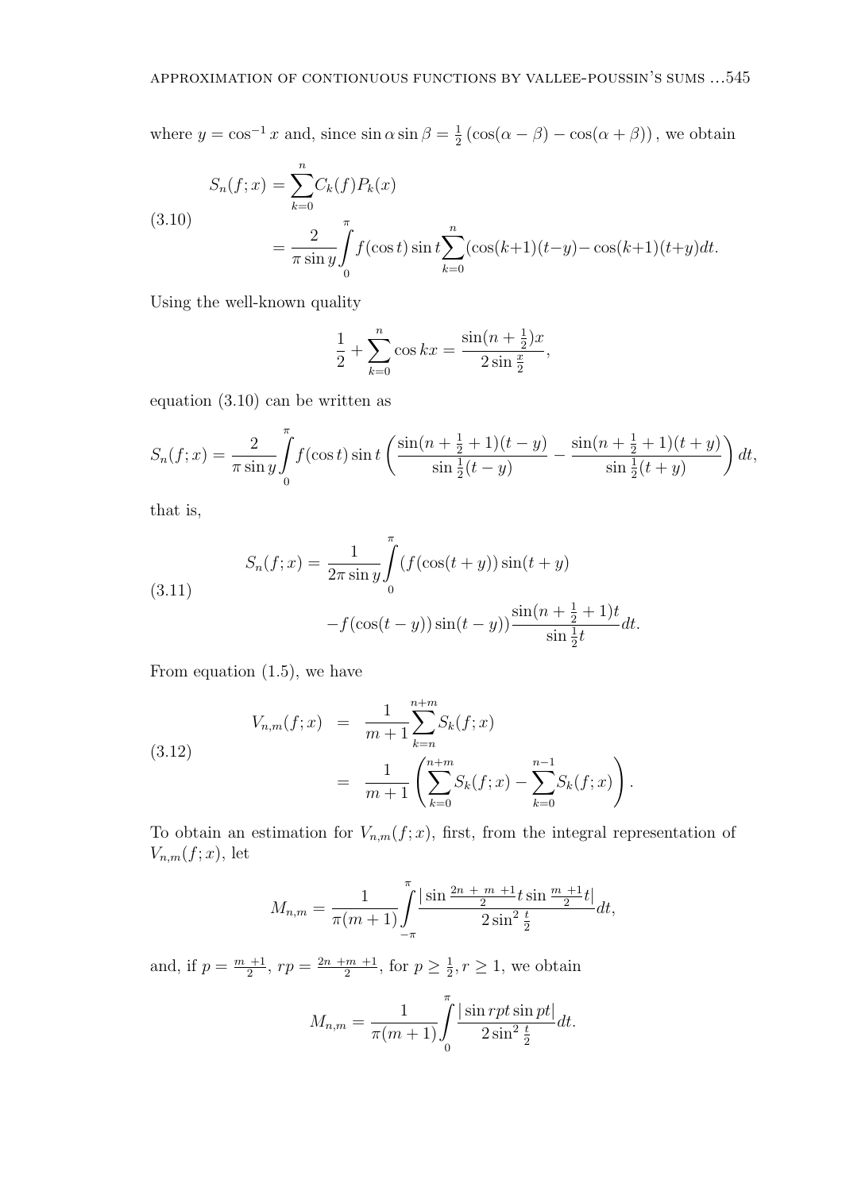where $y = \cos^{-1} x$ and, since $\sin\alpha \sin\beta = \frac{1}{2}(\cos(\alpha-\beta) - \cos(\alpha+\beta))$, we obtain

$$
\begin{aligned}
S_n(f;x) &= \sum_{k=0}^{n} C_k(f) P_k(x) \\
&= \frac{2}{\pi \sin y} \int_0^{\pi} f(\cos t) \sin t \sum_{k=0}^{n} (\cos(k+1)(t-y) - \cos(k+1)(t+y) dt.
\end{aligned} \tag{3.10}
$$

Using the well-known quality

$$
\frac{1}{2} + \sum_{k=0}^{n} \cos kx = \frac{\sin(n+\frac{1}{2})x}{2\sin\frac{x}{2}},
$$

equation (3.10) can be written as

$$
S_n(f;x) = \frac{2}{\pi \sin y} \int_0^{\pi} f(\cos t) \sin t \left( \frac{\sin(n+\frac{1}{2}+1)(t-y)}{\sin\frac{1}{2}(t-y)} - \frac{\sin(n+\frac{1}{2}+1)(t+y)}{\sin\frac{1}{2}(t+y)} \right) dt,
$$

that is,

$$
\begin{aligned}
S_n(f;x) = \frac{1}{2\pi \sin y} \int_0^{\pi} & (f(\cos(t+y)) \sin(t+y) \\
& - f(\cos(t-y)) \sin(t-y)) \frac{\sin(n+\frac{1}{2}+1)t}{\sin\frac{1}{2}t} dt.
\end{aligned} \tag{3.11}
$$

From equation (1.5), we have

$$
\begin{aligned}
V_{n,m}(f;x) &= \frac{1}{m+1} \sum_{k=n}^{n+m} S_k(f;x) \\
&= \frac{1}{m+1} \left( \sum_{k=0}^{n+m} S_k(f;x) - \sum_{k=0}^{n-1} S_k(f;x) \right).
\end{aligned} \tag{3.12}
$$

To obtain an estimation for $V_{n,m}(f;x)$, first, from the integral representation of $V_{n,m}(f;x)$, let

$$
M_{n,m} = \frac{1}{\pi(m+1)} \int_{-\pi}^{\pi} \frac{|\sin\frac{2n+m+1}{2}t \sin\frac{m+1}{2}t|}{2\sin^2\frac{t}{2}} dt,
$$

and, if $p = \frac{m+1}{2}$, $rp = \frac{2n+m+1}{2}$, for $p \geq \frac{1}{2}, r \geq 1$, we obtain

$$
M_{n,m} = \frac{1}{\pi(m+1)} \int_0^{\pi} \frac{|\sin rpt \sin pt|}{2\sin^2\frac{t}{2}} dt.
$$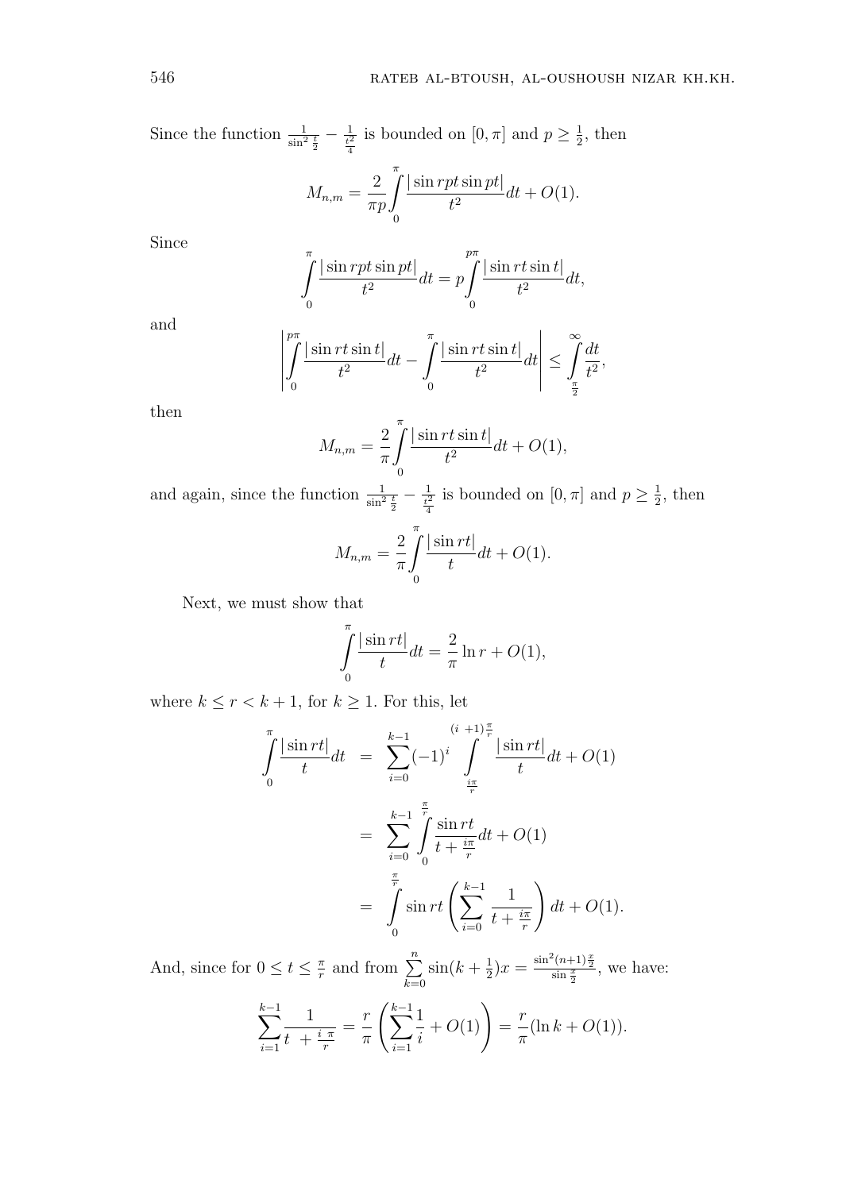Since the function $\frac{1}{\sin^2 \frac{t}{2}} - \frac{1}{\frac{t^2}{4}}$ is bounded on $[0, \pi]$ and $p \geq \frac{1}{2}$, then

$$M_{n,m} = \frac{2}{\pi p} \int_0^{\pi} \frac{|\sin rpt \sin pt|}{t^2} dt + O(1).$$

Since

$$\int_0^{\pi} \frac{|\sin rpt \sin pt|}{t^2} dt = p \int_0^{p\pi} \frac{|\sin rt \sin t|}{t^2} dt,$$

and

$$\left| \int_0^{p\pi} \frac{|\sin rt \sin t|}{t^2} dt - \int_0^{\pi} \frac{|\sin rt \sin t|}{t^2} dt \right| \leq \int_{\frac{\pi}{2}}^{\infty} \frac{dt}{t^2},$$

then

$$M_{n,m} = \frac{2}{\pi} \int_0^{\pi} \frac{|\sin rt \sin t|}{t^2} dt + O(1),$$

and again, since the function $\frac{1}{\sin^2 \frac{t}{2}} - \frac{1}{\frac{t^2}{4}}$ is bounded on $[0, \pi]$ and $p \geq \frac{1}{2}$, then

$$M_{n,m} = \frac{2}{\pi} \int_0^{\pi} \frac{|\sin rt|}{t} dt + O(1).$$

Next, we must show that

$$\int_0^{\pi} \frac{|\sin rt|}{t} dt = \frac{2}{\pi} \ln r + O(1),$$

where $k \leq r < k+1$, for $k \geq 1$. For this, let

$$\begin{aligned}
\int_0^{\pi} \frac{|\sin rt|}{t} dt &= \sum_{i=0}^{k-1} (-1)^i \int_{\frac{i\pi}{r}}^{(i+1)\frac{\pi}{r}} \frac{|\sin rt|}{t} dt + O(1) \\
&= \sum_{i=0}^{k-1} \int_0^{\frac{\pi}{r}} \frac{\sin rt}{t + \frac{i\pi}{r}} dt + O(1) \\
&= \int_0^{\frac{\pi}{r}} \sin rt \left( \sum_{i=0}^{k-1} \frac{1}{t + \frac{i\pi}{r}} \right) dt + O(1).
\end{aligned}$$

And, since for $0 \leq t \leq \frac{\pi}{r}$ and from $\sum_{k=0}^{n} \sin(k + \frac{1}{2})x = \frac{\sin^2 (n+1)\frac{x}{2}}{\sin \frac{x}{2}}$, we have:

$$\sum_{i=1}^{k-1} \frac{1}{t + \frac{i\,\pi}{r}} = \frac{r}{\pi} \left( \sum_{i=1}^{k-1} \frac{1}{i} + O(1) \right) = \frac{r}{\pi} (\ln k + O(1)).$$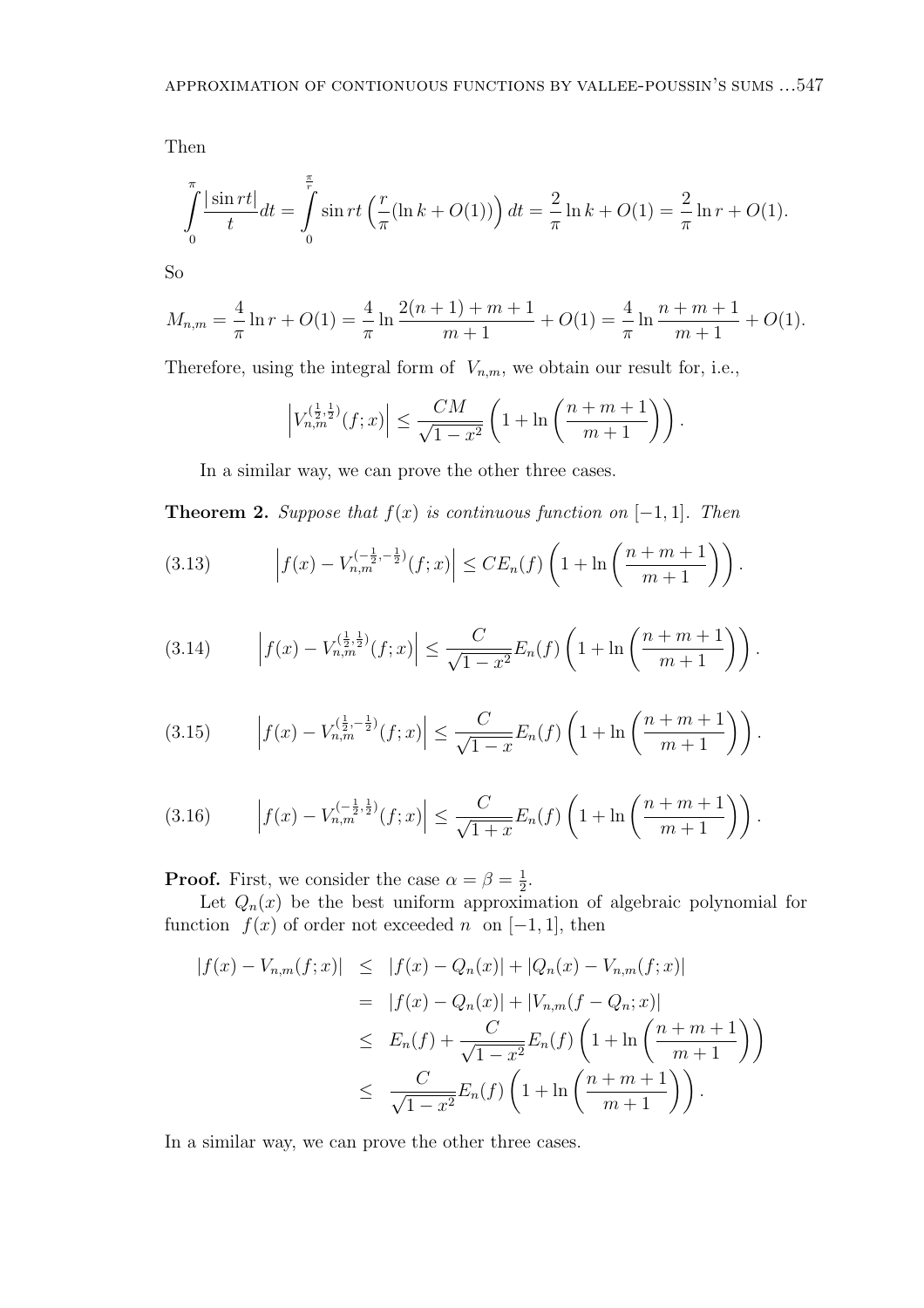Then

$$\int_0^{\pi} \frac{|\sin rt|}{t} dt = \int_0^{\frac{\pi}{r}} \sin rt \left( \frac{r}{\pi} (\ln k + O(1)) \right) dt = \frac{2}{\pi} \ln k + O(1) = \frac{2}{\pi} \ln r + O(1).$$

So

$$M_{n,m} = \frac{4}{\pi} \ln r + O(1) = \frac{4}{\pi} \ln \frac{2(n+1) + m + 1}{m+1} + O(1) = \frac{4}{\pi} \ln \frac{n+m+1}{m+1} + O(1).$$

Therefore, using the integral form of $V_{n,m}$, we obtain our result for, i.e.,

$$\left| V_{n,m}^{(\frac{1}{2},\frac{1}{2})}(f;x) \right| \leq \frac{CM}{\sqrt{1-x^2}} \left( 1 + \ln \left( \frac{n+m+1}{m+1} \right) \right).$$

In a similar way, we can prove the other three cases.

**Theorem 2.** *Suppose that $f(x)$ is continuous function on $[-1,1]$. Then*

$$\left| f(x) - V_{n,m}^{(-\frac{1}{2},-\frac{1}{2})}(f;x) \right| \leq C E_n(f) \left( 1 + \ln \left( \frac{n+m+1}{m+1} \right) \right). \tag{3.13}$$

$$\left| f(x) - V_{n,m}^{(\frac{1}{2},\frac{1}{2})}(f;x) \right| \leq \frac{C}{\sqrt{1-x^2}} E_n(f) \left( 1 + \ln \left( \frac{n+m+1}{m+1} \right) \right). \tag{3.14}$$

$$\left| f(x) - V_{n,m}^{(\frac{1}{2},-\frac{1}{2})}(f;x) \right| \leq \frac{C}{\sqrt{1-x}} E_n(f) \left( 1 + \ln \left( \frac{n+m+1}{m+1} \right) \right). \tag{3.15}$$

$$\left| f(x) - V_{n,m}^{(-\frac{1}{2},\frac{1}{2})}(f;x) \right| \leq \frac{C}{\sqrt{1+x}} E_n(f) \left( 1 + \ln \left( \frac{n+m+1}{m+1} \right) \right). \tag{3.16}$$

**Proof.** First, we consider the case $\alpha = \beta = \frac{1}{2}$.

Let $Q_n(x)$ be the best uniform approximation of algebraic polynomial for function $f(x)$ of order not exceeded $n$ on $[-1,1]$, then

$$\begin{aligned}
|f(x) - V_{n,m}(f;x)| &\leq |f(x) - Q_n(x)| + |Q_n(x) - V_{n,m}(f;x)| \\
&= |f(x) - Q_n(x)| + |V_{n,m}(f - Q_n;x)| \\
&\leq E_n(f) + \frac{C}{\sqrt{1-x^2}} E_n(f) \left( 1 + \ln \left( \frac{n+m+1}{m+1} \right) \right) \\
&\leq \frac{C}{\sqrt{1-x^2}} E_n(f) \left( 1 + \ln \left( \frac{n+m+1}{m+1} \right) \right).
\end{aligned}$$

In a similar way, we can prove the other three cases.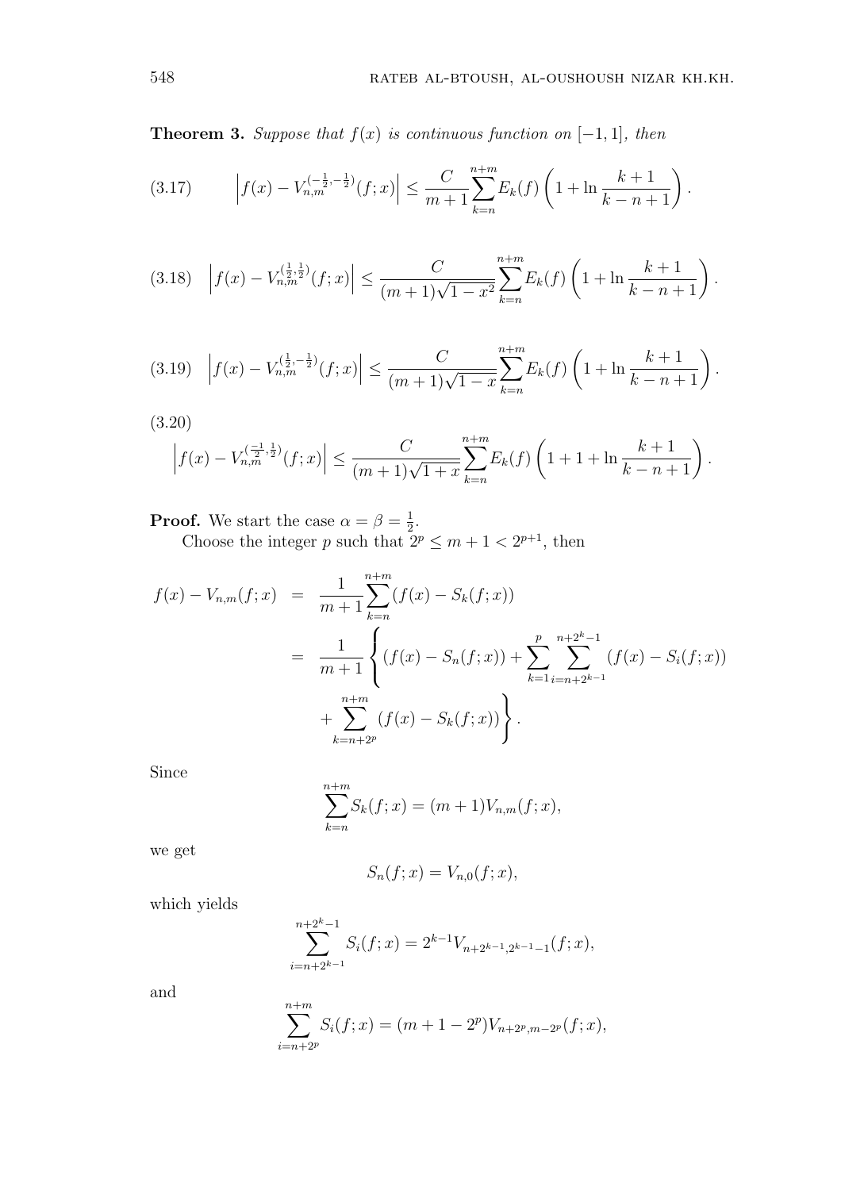**Theorem 3.** *Suppose that $f(x)$ is continuous function on $[-1,1]$, then*

$$\left|f(x)-V_{n,m}^{(-\frac{1}{2},-\frac{1}{2})}(f;x)\right| \le \frac{C}{m+1}\sum_{k=n}^{n+m} E_k(f)\left(1+\ln\frac{k+1}{k-n+1}\right). \tag{3.17}$$

$$\left|f(x)-V_{n,m}^{(\frac{1}{2},\frac{1}{2})}(f;x)\right| \le \frac{C}{(m+1)\sqrt{1-x^2}}\sum_{k=n}^{n+m} E_k(f)\left(1+\ln\frac{k+1}{k-n+1}\right). \tag{3.18}$$

$$\left|f(x)-V_{n,m}^{(\frac{1}{2},-\frac{1}{2})}(f;x)\right| \le \frac{C}{(m+1)\sqrt{1-x}}\sum_{k=n}^{n+m} E_k(f)\left(1+\ln\frac{k+1}{k-n+1}\right). \tag{3.19}$$

$$\left|f(x)-V_{n,m}^{(\frac{-1}{2},\frac{1}{2})}(f;x)\right| \le \frac{C}{(m+1)\sqrt{1+x}}\sum_{k=n}^{n+m} E_k(f)\left(1+1+\ln\frac{k+1}{k-n+1}\right). \tag{3.20}$$

**Proof.** We start the case $\alpha=\beta=\frac{1}{2}$.

Choose the integer $p$ such that $2^p \le m+1 < 2^{p+1}$, then

$$\begin{aligned}
f(x)-V_{n,m}(f;x) &= \frac{1}{m+1}\sum_{k=n}^{n+m}(f(x)-S_k(f;x)) \\
&= \frac{1}{m+1}\Bigg\{(f(x)-S_n(f;x)) + \sum_{k=1}^{p}\sum_{i=n+2^{k-1}}^{n+2^k-1}(f(x)-S_i(f;x)) \\
&\quad + \sum_{k=n+2^p}^{n+m}(f(x)-S_k(f;x))\Bigg\}.
\end{aligned}$$

Since

$$\sum_{k=n}^{n+m} S_k(f;x) = (m+1)V_{n,m}(f;x),$$

we get

$$S_n(f;x) = V_{n,0}(f;x),$$

which yields

$$\sum_{i=n+2^{k-1}}^{n+2^k-1} S_i(f;x) = 2^{k-1}V_{n+2^{k-1},2^{k-1}-1}(f;x),$$

and

$$\sum_{i=n+2^p}^{n+m} S_i(f;x) = (m+1-2^p)V_{n+2^p,m-2^p}(f;x),$$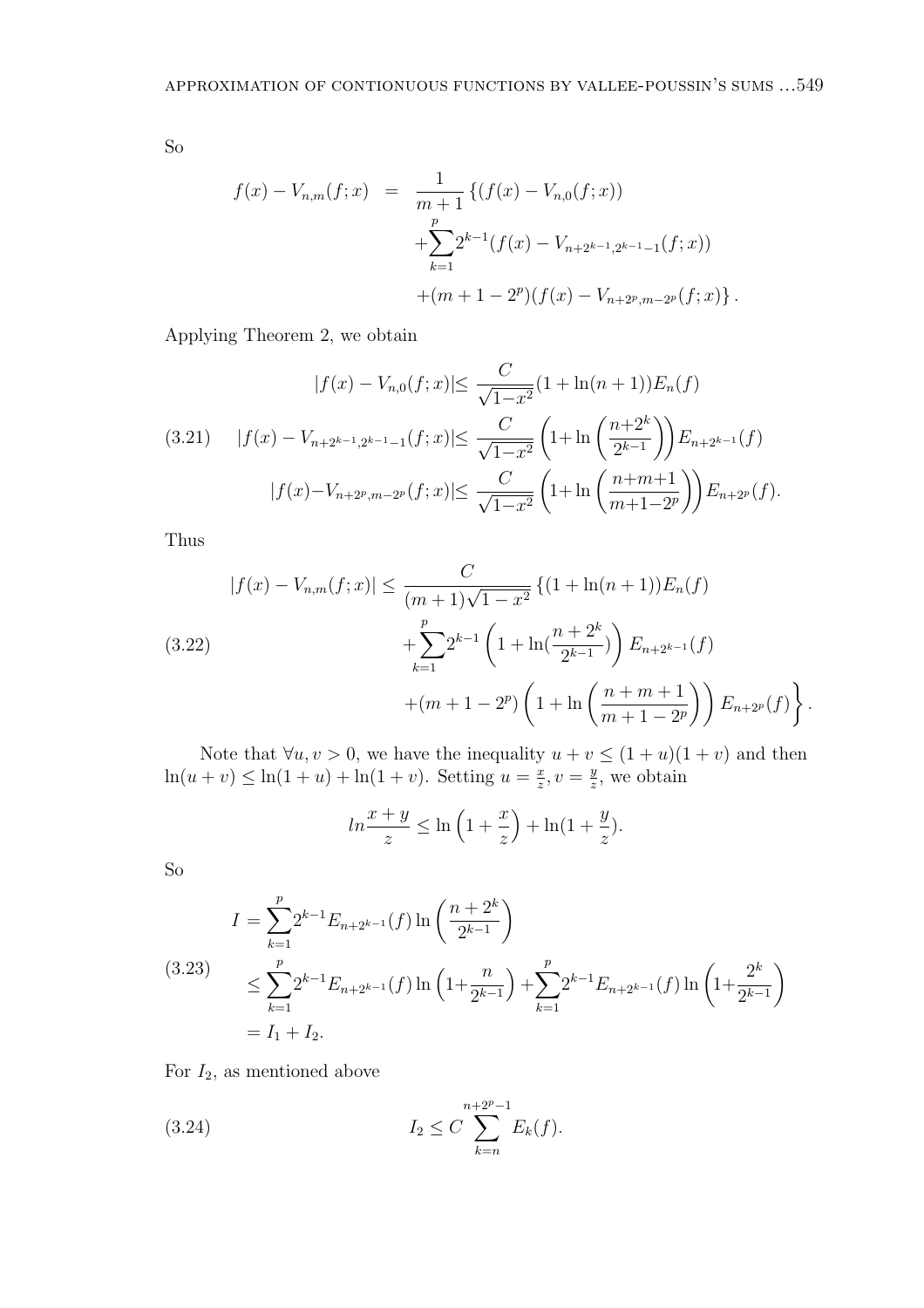So

$$
\begin{aligned}
f(x) - V_{n,m}(f;x) &= \frac{1}{m+1}\{(f(x) - V_{n,0}(f;x)) \\
&+\sum_{k=1}^{p} 2^{k-1}(f(x) - V_{n+2^{k-1},2^{k-1}-1}(f;x)) \\
&+(m+1-2^p)(f(x) - V_{n+2^p,m-2^p}(f;x)\}.
\end{aligned}
$$

Applying Theorem 2, we obtain

$$
\begin{aligned}
|f(x) - V_{n,0}(f;x)| &\leq \frac{C}{\sqrt{1-x^2}}(1+\ln(n+1))E_n(f) \\
|f(x) - V_{n+2^{k-1},2^{k-1}-1}(f;x)| &\leq \frac{C}{\sqrt{1-x^2}}\left(1+\ln\left(\frac{n+2^k}{2^{k-1}}\right)\right)E_{n+2^{k-1}}(f) \qquad (3.21)\\
|f(x) - V_{n+2^p,m-2^p}(f;x)| &\leq \frac{C}{\sqrt{1-x^2}}\left(1+\ln\left(\frac{n+m+1}{m+1-2^p}\right)\right)E_{n+2^p}(f).
\end{aligned}
$$

Thus

$$
\begin{aligned}
|f(x) - V_{n,m}(f;x)| \leq \frac{C}{(m+1)\sqrt{1-x^2}}&\{(1+\ln(n+1))E_n(f) \\
&+\sum_{k=1}^{p} 2^{k-1}\left(1+\ln(\frac{n+2^k}{2^{k-1}})\right)E_{n+2^{k-1}}(f) \qquad (3.22)\\
&+(m+1-2^p)\left(1+\ln\left(\frac{n+m+1}{m+1-2^p}\right)\right)E_{n+2^p}(f)\right\}.
\end{aligned}
$$

Note that $\forall u,v>0$, we have the inequality $u+v \leq (1+u)(1+v)$ and then $\ln(u+v) \leq \ln(1+u) + \ln(1+v)$. Setting $u = \frac{x}{z}, v = \frac{y}{z}$, we obtain

$$
ln\frac{x+y}{z} \leq \ln\left(1+\frac{x}{z}\right) + \ln(1+\frac{y}{z}).
$$

So

$$
\begin{aligned}
I &= \sum_{k=1}^{p} 2^{k-1}E_{n+2^{k-1}}(f)\ln\left(\frac{n+2^k}{2^{k-1}}\right) \\
&\leq \sum_{k=1}^{p} 2^{k-1}E_{n+2^{k-1}}(f)\ln\left(1+\frac{n}{2^{k-1}}\right) + \sum_{k=1}^{p} 2^{k-1}E_{n+2^{k-1}}(f)\ln\left(1+\frac{2^k}{2^{k-1}}\right) \qquad (3.23)\\
&= I_1 + I_2.
\end{aligned}
$$

For $I_2$, as mentioned above

$$
I_2 \leq C\sum_{k=n}^{n+2^p-1} E_k(f). \qquad (3.24)
$$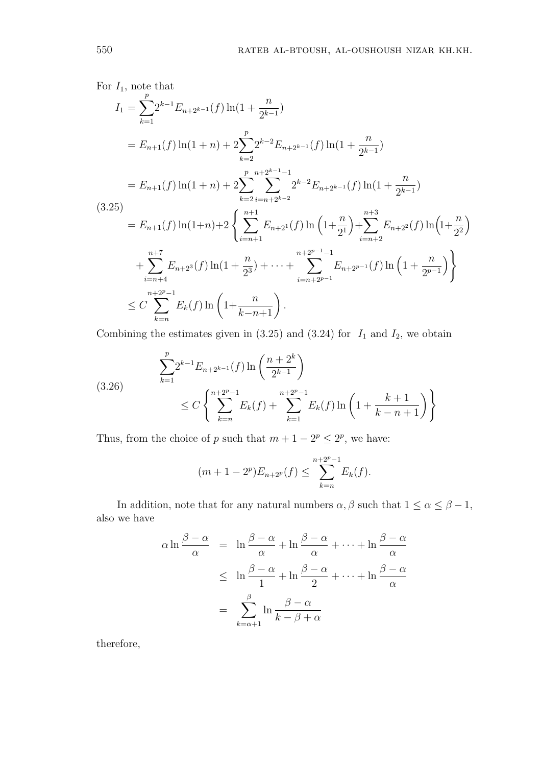For $I_1$, note that

$$
\begin{aligned}
I_1 &= \sum_{k=1}^{p} 2^{k-1} E_{n+2^{k-1}}(f) \ln(1+\frac{n}{2^{k-1}}) \\
&= E_{n+1}(f)\ln(1+n) + 2\sum_{k=2}^{p} 2^{k-2} E_{n+2^{k-1}}(f) \ln(1+\frac{n}{2^{k-1}}) \\
&= E_{n+1}(f)\ln(1+n) + 2\sum_{k=2}^{p} \sum_{i=n+2^{k-2}}^{n+2^{k-1}-1} 2^{k-2} E_{n+2^{k-1}}(f) \ln(1+\frac{n}{2^{k-1}}) \\
&= E_{n+1}(f)\ln(1+n) + 2\left\{ \sum_{i=n+1}^{n+1} E_{n+2^1}(f) \ln\left(1+\frac{n}{2^1}\right) + \sum_{i=n+2}^{n+3} E_{n+2^2}(f) \ln\left(1+\frac{n}{2^2}\right) \right. \\
&\quad \left. + \sum_{i=n+4}^{n+7} E_{n+2^3}(f) \ln(1+\frac{n}{2^3}) + \cdots + \sum_{i=n+2^{p-1}}^{n+2^{p-1}-1} E_{n+2^{p-1}}(f) \ln\left(1+\frac{n}{2^{p-1}}\right) \right\} \\
&\leq C \sum_{k=n}^{n+2^p-1} E_k(f) \ln\left(1+\frac{n}{k-n+1}\right).
\end{aligned} \tag{3.25}
$$

Combining the estimates given in (3.25) and (3.24) for $I_1$ and $I_2$, we obtain

$$
\begin{aligned}
&\sum_{k=1}^{p} 2^{k-1} E_{n+2^{k-1}}(f) \ln\left(\frac{n+2^k}{2^{k-1}}\right) \\
&\qquad \leq C \left\{ \sum_{k=n}^{n+2^p-1} E_k(f) + \sum_{k=1}^{n+2^p-1} E_k(f) \ln\left(1+\frac{k+1}{k-n+1}\right) \right\}
\end{aligned} \tag{3.26}
$$

Thus, from the choice of $p$ such that $m+1-2^p \leq 2^p$, we have:

$$
(m+1-2^p) E_{n+2^p}(f) \leq \sum_{k=n}^{n+2^p-1} E_k(f).
$$

In addition, note that for any natural numbers $\alpha, \beta$ such that $1 \leq \alpha \leq \beta - 1$, also we have

$$
\begin{aligned}
\alpha \ln \frac{\beta-\alpha}{\alpha} &= \ln \frac{\beta-\alpha}{\alpha} + \ln \frac{\beta-\alpha}{\alpha} + \cdots + \ln \frac{\beta-\alpha}{\alpha} \\
&\leq \ln \frac{\beta-\alpha}{1} + \ln \frac{\beta-\alpha}{2} + \cdots + \ln \frac{\beta-\alpha}{\alpha} \\
&= \sum_{k=\alpha+1}^{\beta} \ln \frac{\beta-\alpha}{k-\beta+\alpha}
\end{aligned}
$$

therefore,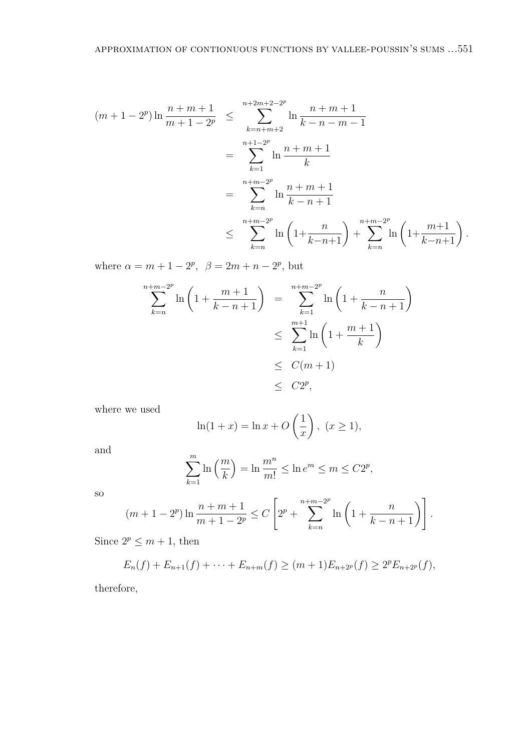$$
\begin{aligned}
(m+1-2^p)\ln\frac{n+m+1}{m+1-2^p} &\leq \sum_{k=n+m+2}^{n+2m+2-2^p} \ln\frac{n+m+1}{k-n-m-1} \\
&= \sum_{k=1}^{n+1-2^p} \ln\frac{n+m+1}{k} \\
&= \sum_{k=n}^{n+m-2^p} \ln\frac{n+m+1}{k-n+1} \\
&\leq \sum_{k=n}^{n+m-2^p} \ln\left(1+\frac{n}{k-n+1}\right) + \sum_{k=n}^{n+m-2^p} \ln\left(1+\frac{m+1}{k-n+1}\right).
\end{aligned}
$$

where $\alpha = m+1-2^p$, $\beta = 2m+n-2^p$, but

$$
\begin{aligned}
\sum_{k=n}^{n+m-2^p} \ln\left(1+\frac{m+1}{k-n+1}\right) &= \sum_{k=1}^{n+m-2^p} \ln\left(1+\frac{n}{k-n+1}\right) \\
&\leq \sum_{k=1}^{m+1} \ln\left(1+\frac{m+1}{k}\right) \\
&\leq C(m+1) \\
&\leq C2^p,
\end{aligned}
$$

where we used

$$
\ln(1+x) = \ln x + O\left(\frac{1}{x}\right),\ (x \geq 1),
$$

and

$$
\sum_{k=1}^{m} \ln\left(\frac{m}{k}\right) = \ln\frac{m^n}{m!} \leq \ln e^m \leq m \leq C2^p,
$$

so

$$
(m+1-2^p)\ln\frac{n+m+1}{m+1-2^p} \leq C\left[2^p + \sum_{k=n}^{n+m-2^p} \ln\left(1+\frac{n}{k-n+1}\right)\right].
$$

Since $2^p \leq m+1$, then

$$
E_n(f) + E_{n+1}(f) + \cdots + E_{n+m}(f) \geq (m+1)E_{n+2^p}(f) \geq 2^p E_{n+2^p}(f),
$$

therefore,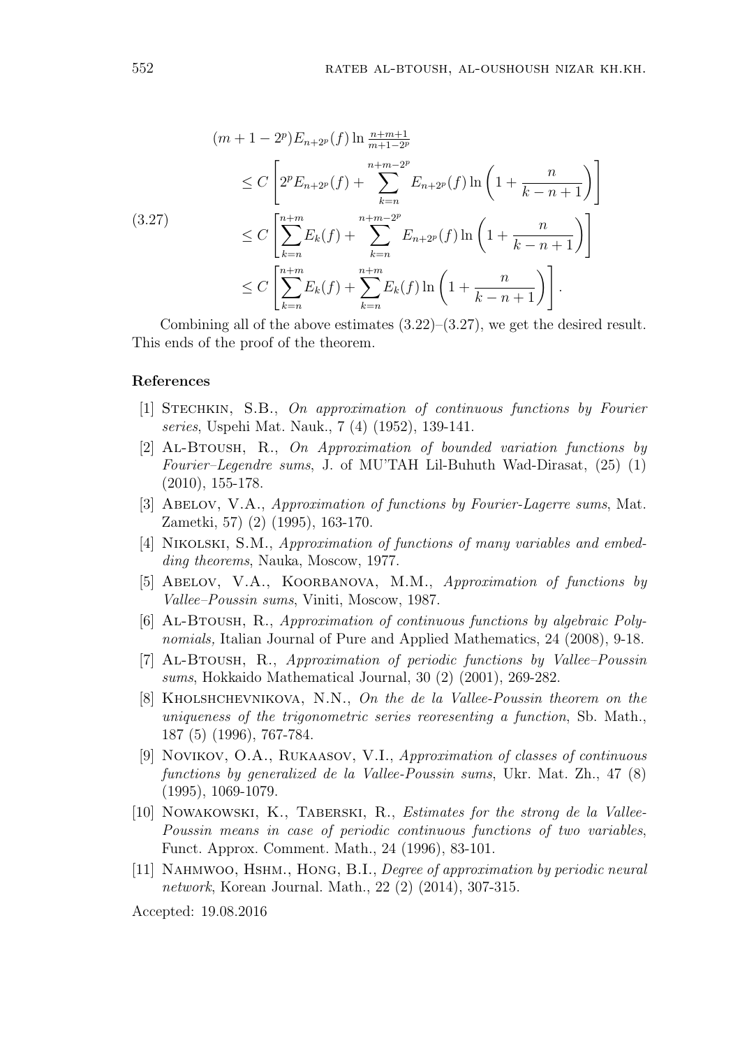$$
\begin{aligned}
&(m+1-2^p)E_{n+2^p}(f)\ln\tfrac{n+m+1}{m+1-2^p}\\
&\qquad\le C\left[2^pE_{n+2^p}(f)+\sum_{k=n}^{n+m-2^p}E_{n+2^p}(f)\ln\left(1+\frac{n}{k-n+1}\right)\right]\\
&\qquad\le C\left[\sum_{k=n}^{n+m}E_k(f)+\sum_{k=n}^{n+m-2^p}E_{n+2^p}(f)\ln\left(1+\frac{n}{k-n+1}\right)\right]\\
&\qquad\le C\left[\sum_{k=n}^{n+m}E_k(f)+\sum_{k=n}^{n+m}E_k(f)\ln\left(1+\frac{n}{k-n+1}\right)\right].
\end{aligned}
\tag{3.27}
$$

Combining all of the above estimates (3.22)–(3.27), we get the desired result. This ends of the proof of the theorem.

### References

[1] Stechkin, S.B., *On approximation of continuous functions by Fourier series*, Uspehi Mat. Nauk., 7 (4) (1952), 139-141.

[2] Al-Btoush, R., *On Approximation of bounded variation functions by Fourier–Legendre sums*, J. of MU'TAH Lil-Buhuth Wad-Dirasat, (25) (1) (2010), 155-178.

[3] Abelov, V.A., *Approximation of functions by Fourier-Lagerre sums*, Mat. Zametki, 57) (2) (1995), 163-170.

[4] Nikolski, S.M., *Approximation of functions of many variables and embedding theorems*, Nauka, Moscow, 1977.

[5] Abelov, V.A., Koorbanova, M.M., *Approximation of functions by Vallee–Poussin sums*, Viniti, Moscow, 1987.

[6] Al-Btoush, R., *Approximation of continuous functions by algebraic Polynomials,* Italian Journal of Pure and Applied Mathematics, 24 (2008), 9-18.

[7] Al-Btoush, R., *Approximation of periodic functions by Vallee–Poussin sums*, Hokkaido Mathematical Journal, 30 (2) (2001), 269-282.

[8] Kholshchevnikova, N.N., *On the de la Vallee-Poussin theorem on the uniqueness of the trigonometric series reoresenting a function*, Sb. Math., 187 (5) (1996), 767-784.

[9] Novikov, O.A., Rukaasov, V.I., *Approximation of classes of continuous functions by generalized de la Vallee-Poussin sums*, Ukr. Mat. Zh., 47 (8) (1995), 1069-1079.

[10] Nowakowski, K., Taberski, R., *Estimates for the strong de la Vallee-Poussin means in case of periodic continuous functions of two variables*, Funct. Approx. Comment. Math., 24 (1996), 83-101.

[11] Nahmwoo, Hshm., Hong, B.I., *Degree of approximation by periodic neural network*, Korean Journal. Math., 22 (2) (2014), 307-315.

Accepted: 19.08.2016